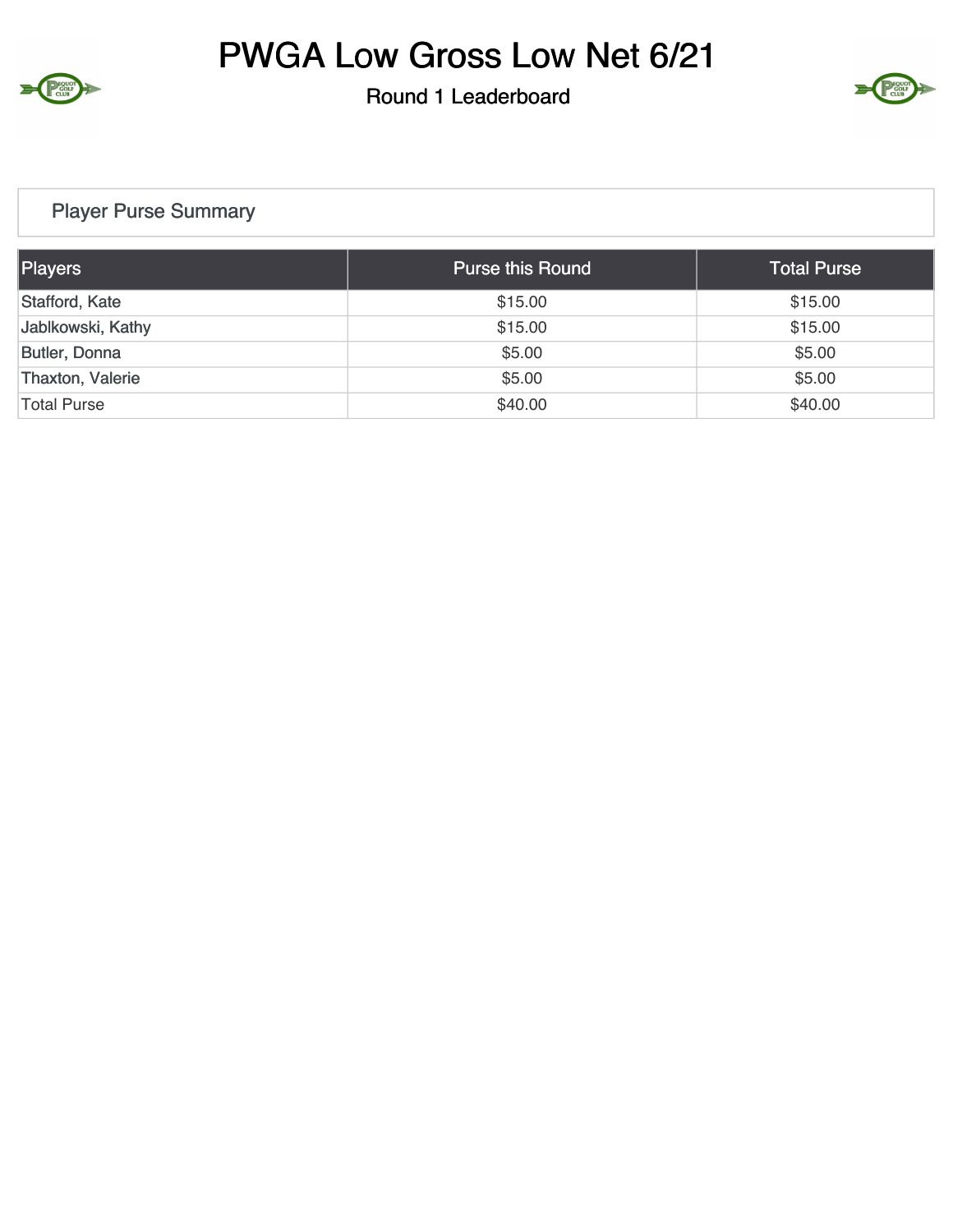# PWGA Low Gross Low Net 6/21

## Round 1 Leaderboard

### Player Purse Summary

| Players | Purse this Round | Total Purse |
|---|---|---|
| Stafford, Kate | $15.00 | $15.00 |
| Jablkowski, Kathy | $15.00 | $15.00 |
| Butler, Donna | $5.00 | $5.00 |
| Thaxton, Valerie | $5.00 | $5.00 |
| Total Purse | $40.00 | $40.00 |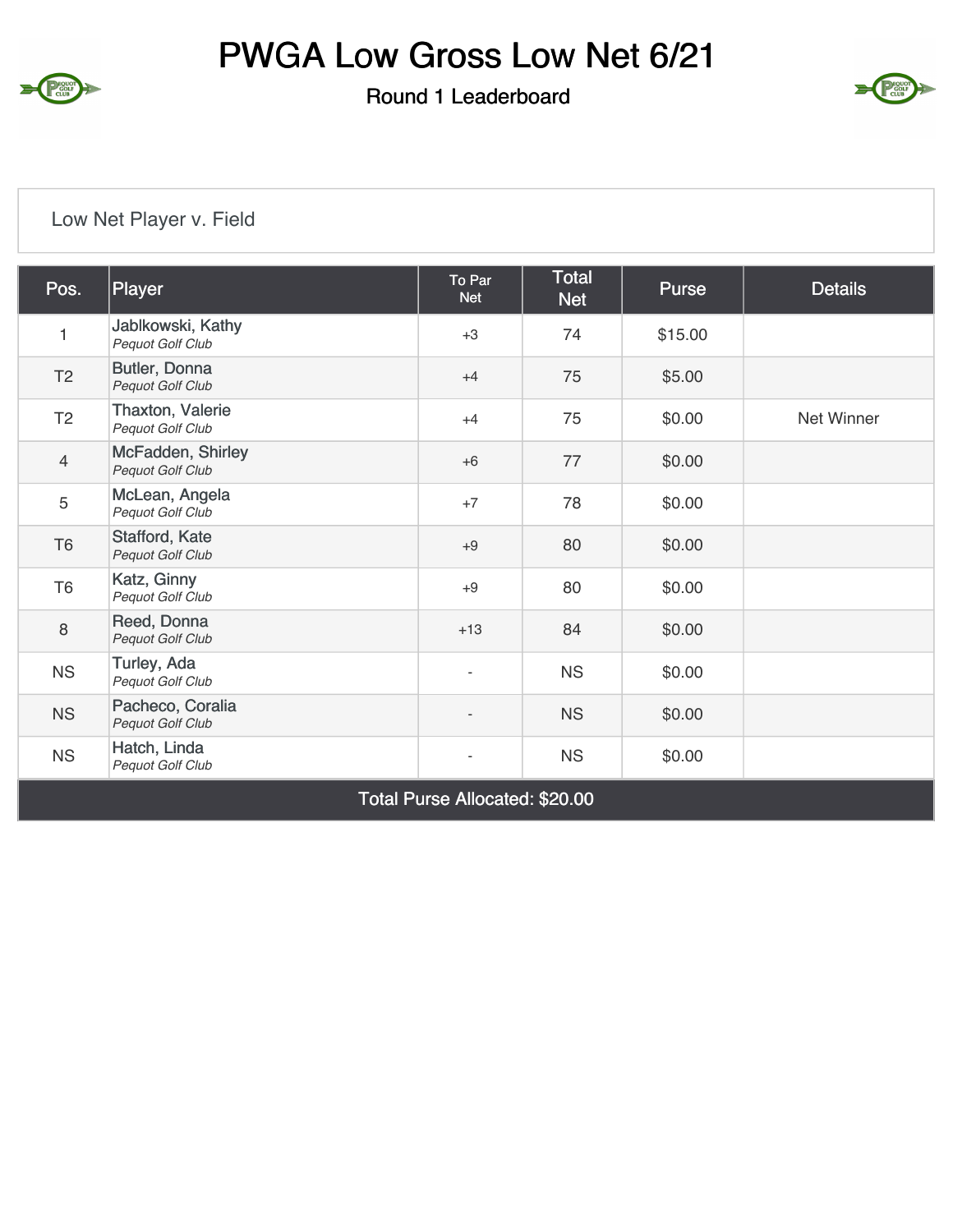# PWGA Low Gross Low Net 6/21

## Round 1 Leaderboard

Low Net Player v. Field

| Pos. | Player | To Par Net | Total Net | Purse | Details |
|---|---|---|---|---|---|
| 1 | Jablkowski, Kathy *Pequot Golf Club* | +3 | 74 | $15.00 | |
| T2 | Butler, Donna *Pequot Golf Club* | +4 | 75 | $5.00 | |
| T2 | Thaxton, Valerie *Pequot Golf Club* | +4 | 75 | $0.00 | Net Winner |
| 4 | McFadden, Shirley *Pequot Golf Club* | +6 | 77 | $0.00 | |
| 5 | McLean, Angela *Pequot Golf Club* | +7 | 78 | $0.00 | |
| T6 | Stafford, Kate *Pequot Golf Club* | +9 | 80 | $0.00 | |
| T6 | Katz, Ginny *Pequot Golf Club* | +9 | 80 | $0.00 | |
| 8 | Reed, Donna *Pequot Golf Club* | +13 | 84 | $0.00 | |
| NS | Turley, Ada *Pequot Golf Club* | - | NS | $0.00 | |
| NS | Pacheco, Coralia *Pequot Golf Club* | - | NS | $0.00 | |
| NS | Hatch, Linda *Pequot Golf Club* | - | NS | $0.00 | |
| Total Purse Allocated: $20.00 | | | | | |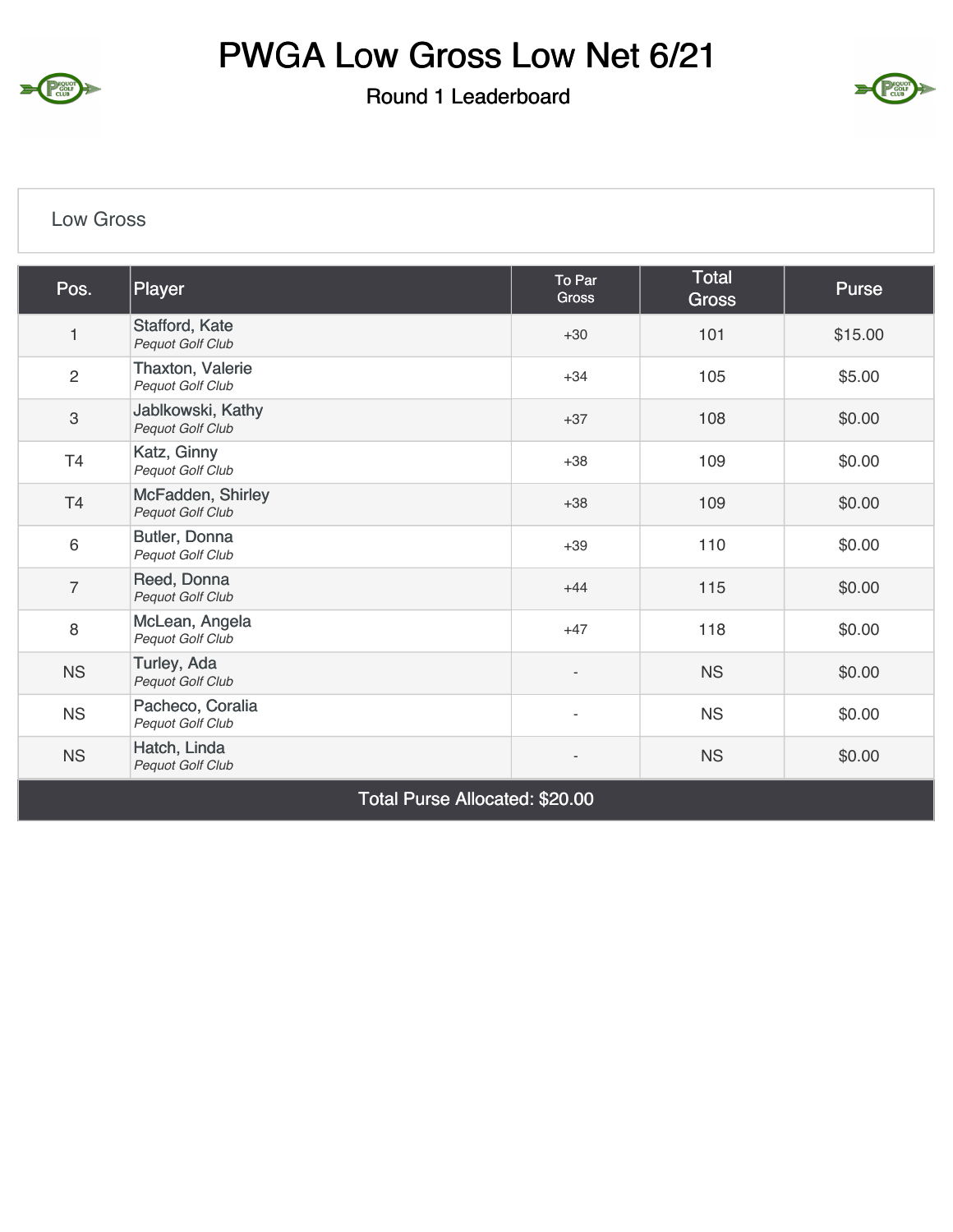# PWGA Low Gross Low Net 6/21

## Round 1 Leaderboard

### Low Gross

| Pos. | Player | To Par Gross | Total Gross | Purse |
|---|---|---|---|---|
| 1 | Stafford, Kate *Pequot Golf Club* | +30 | 101 | $15.00 |
| 2 | Thaxton, Valerie *Pequot Golf Club* | +34 | 105 | $5.00 |
| 3 | Jablkowski, Kathy *Pequot Golf Club* | +37 | 108 | $0.00 |
| T4 | Katz, Ginny *Pequot Golf Club* | +38 | 109 | $0.00 |
| T4 | McFadden, Shirley *Pequot Golf Club* | +38 | 109 | $0.00 |
| 6 | Butler, Donna *Pequot Golf Club* | +39 | 110 | $0.00 |
| 7 | Reed, Donna *Pequot Golf Club* | +44 | 115 | $0.00 |
| 8 | McLean, Angela *Pequot Golf Club* | +47 | 118 | $0.00 |
| NS | Turley, Ada *Pequot Golf Club* | - | NS | $0.00 |
| NS | Pacheco, Coralia *Pequot Golf Club* | - | NS | $0.00 |
| NS | Hatch, Linda *Pequot Golf Club* | - | NS | $0.00 |

Total Purse Allocated: $20.00